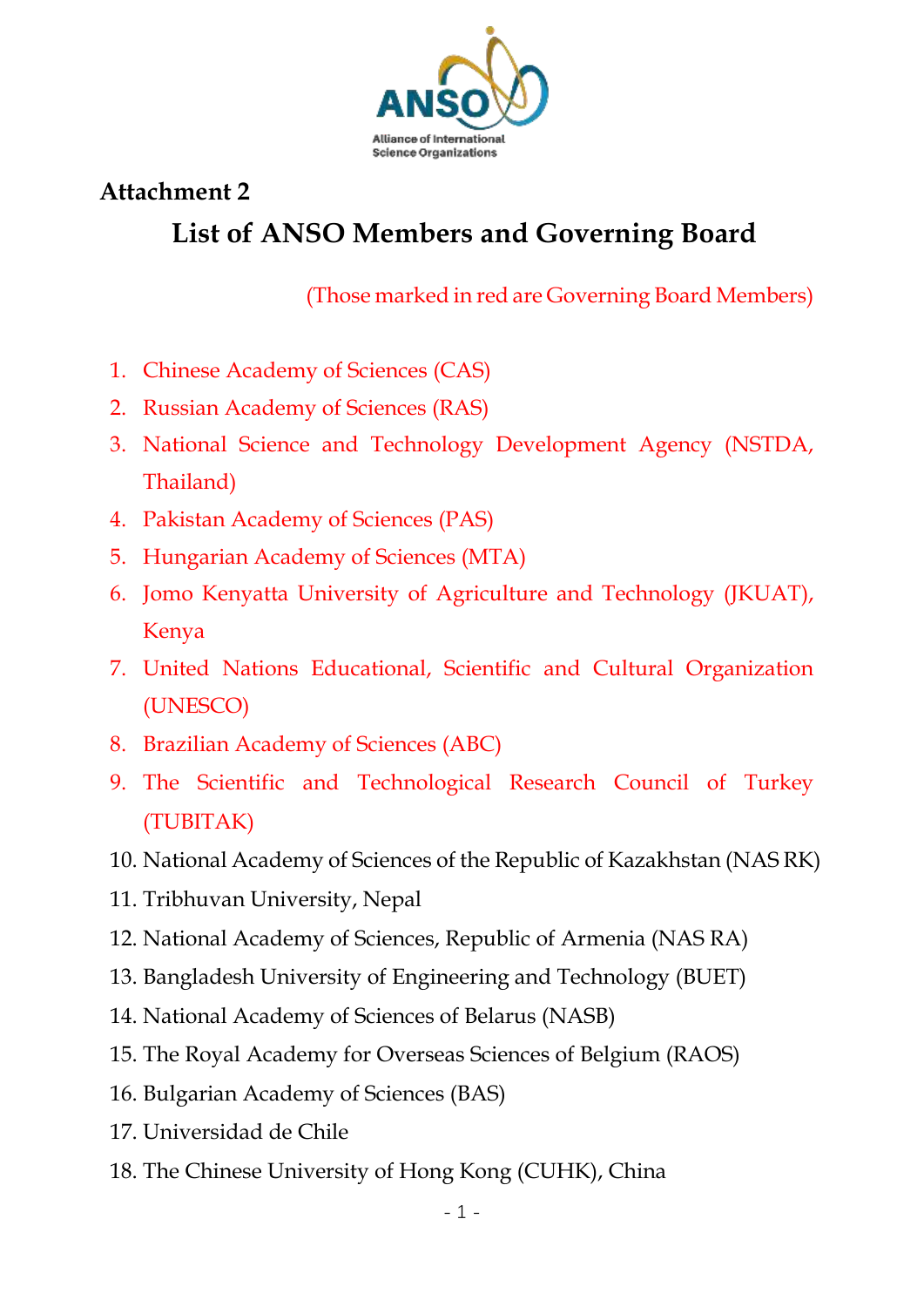**Attachment 2**

# List of ANSO Members and Governing Board

(Those marked in red are Governing Board Members)

1. Chinese Academy of Sciences (CAS)
2. Russian Academy of Sciences (RAS)
3. National Science and Technology Development Agency (NSTDA, Thailand)
4. Pakistan Academy of Sciences (PAS)
5. Hungarian Academy of Sciences (MTA)
6. Jomo Kenyatta University of Agriculture and Technology (JKUAT), Kenya
7. United Nations Educational, Scientific and Cultural Organization (UNESCO)
8. Brazilian Academy of Sciences (ABC)
9. The Scientific and Technological Research Council of Turkey (TUBITAK)
10. National Academy of Sciences of the Republic of Kazakhstan (NAS RK)
11. Tribhuvan University, Nepal
12. National Academy of Sciences, Republic of Armenia (NAS RA)
13. Bangladesh University of Engineering and Technology (BUET)
14. National Academy of Sciences of Belarus (NASB)
15. The Royal Academy for Overseas Sciences of Belgium (RAOS)
16. Bulgarian Academy of Sciences (BAS)
17. Universidad de Chile
18. The Chinese University of Hong Kong (CUHK), China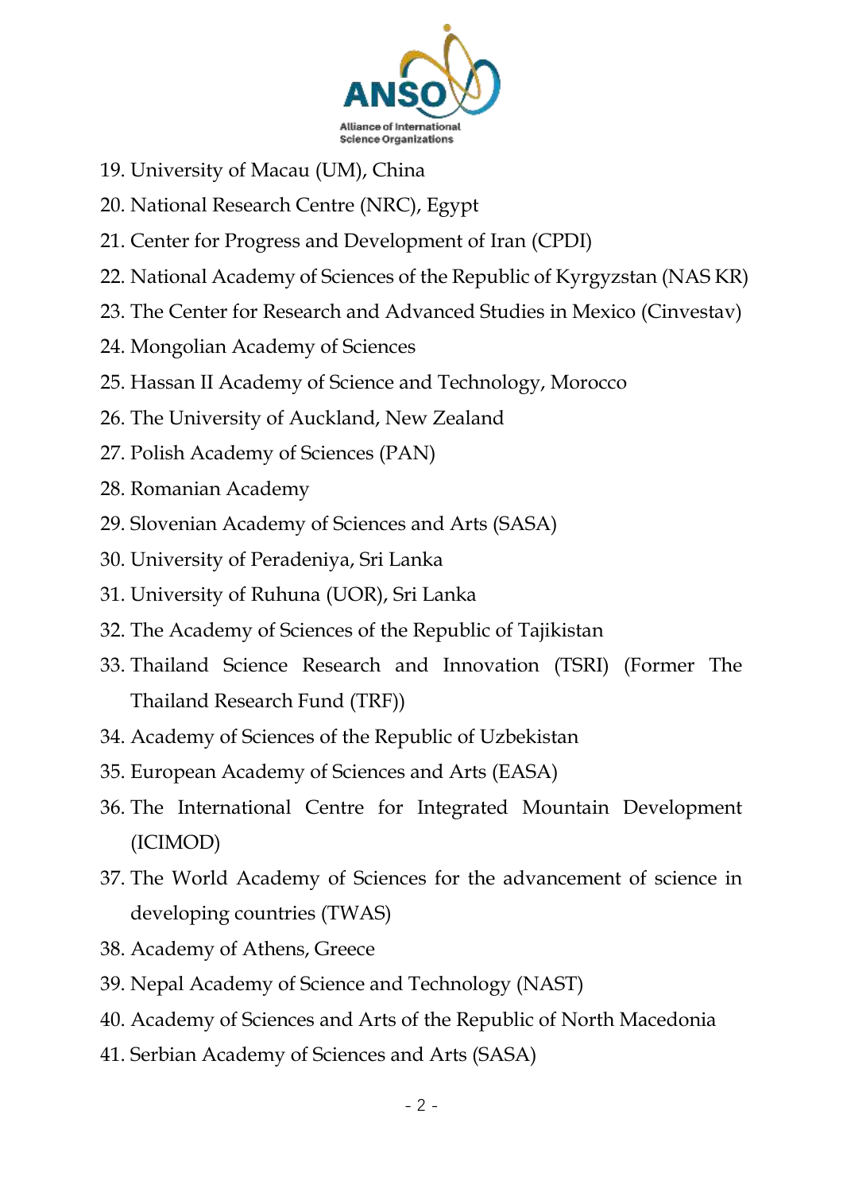19. University of Macau (UM), China
20. National Research Centre (NRC), Egypt
21. Center for Progress and Development of Iran (CPDI)
22. National Academy of Sciences of the Republic of Kyrgyzstan (NAS KR)
23. The Center for Research and Advanced Studies in Mexico (Cinvestav)
24. Mongolian Academy of Sciences
25. Hassan II Academy of Science and Technology, Morocco
26. The University of Auckland, New Zealand
27. Polish Academy of Sciences (PAN)
28. Romanian Academy
29. Slovenian Academy of Sciences and Arts (SASA)
30. University of Peradeniya, Sri Lanka
31. University of Ruhuna (UOR), Sri Lanka
32. The Academy of Sciences of the Republic of Tajikistan
33. Thailand Science Research and Innovation (TSRI) (Former The Thailand Research Fund (TRF))
34. Academy of Sciences of the Republic of Uzbekistan
35. European Academy of Sciences and Arts (EASA)
36. The International Centre for Integrated Mountain Development (ICIMOD)
37. The World Academy of Sciences for the advancement of science in developing countries (TWAS)
38. Academy of Athens, Greece
39. Nepal Academy of Science and Technology (NAST)
40. Academy of Sciences and Arts of the Republic of North Macedonia
41. Serbian Academy of Sciences and Arts (SASA)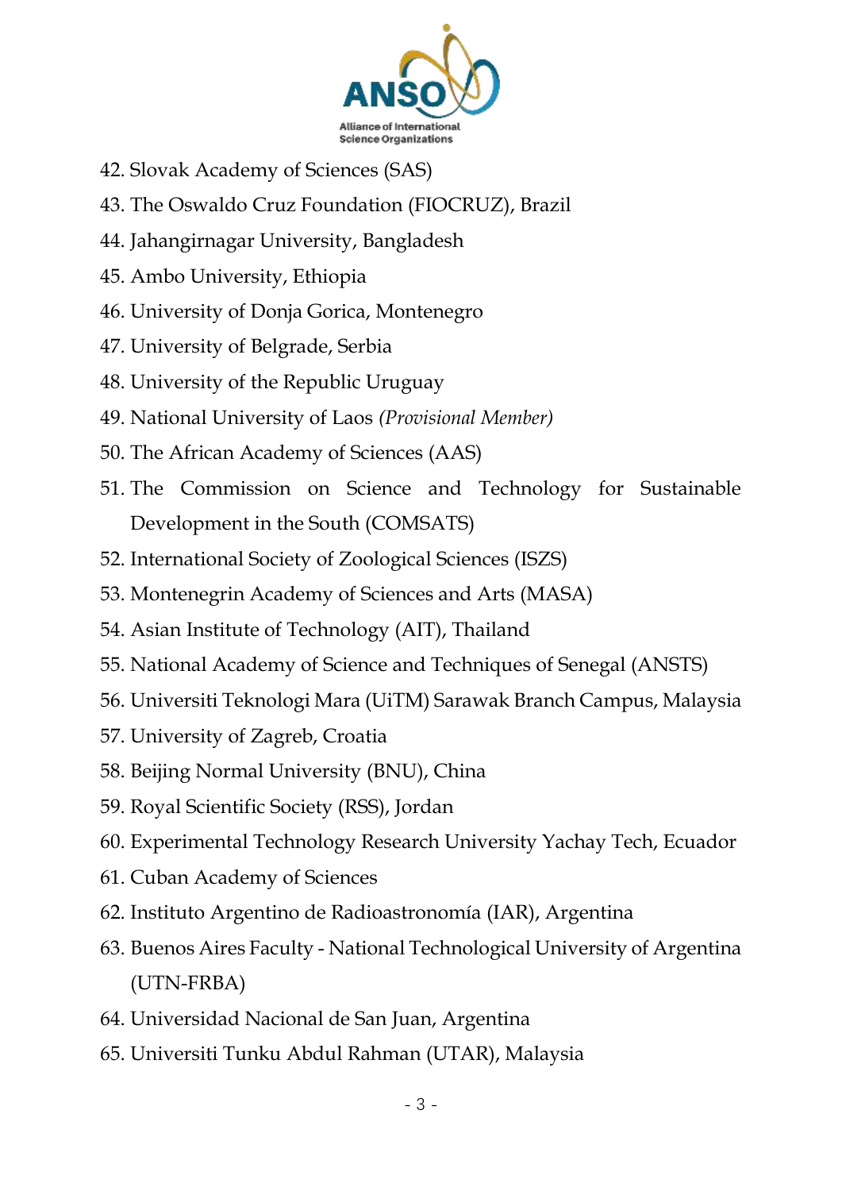42. Slovak Academy of Sciences (SAS)
43. The Oswaldo Cruz Foundation (FIOCRUZ), Brazil
44. Jahangirnagar University, Bangladesh
45. Ambo University, Ethiopia
46. University of Donja Gorica, Montenegro
47. University of Belgrade, Serbia
48. University of the Republic Uruguay
49. National University of Laos *(Provisional Member)*
50. The African Academy of Sciences (AAS)
51. The Commission on Science and Technology for Sustainable Development in the South (COMSATS)
52. International Society of Zoological Sciences (ISZS)
53. Montenegrin Academy of Sciences and Arts (MASA)
54. Asian Institute of Technology (AIT), Thailand
55. National Academy of Science and Techniques of Senegal (ANSTS)
56. Universiti Teknologi Mara (UiTM) Sarawak Branch Campus, Malaysia
57. University of Zagreb, Croatia
58. Beijing Normal University (BNU), China
59. Royal Scientific Society (RSS), Jordan
60. Experimental Technology Research University Yachay Tech, Ecuador
61. Cuban Academy of Sciences
62. Instituto Argentino de Radioastronomía (IAR), Argentina
63. Buenos Aires Faculty - National Technological University of Argentina (UTN-FRBA)
64. Universidad Nacional de San Juan, Argentina
65. Universiti Tunku Abdul Rahman (UTAR), Malaysia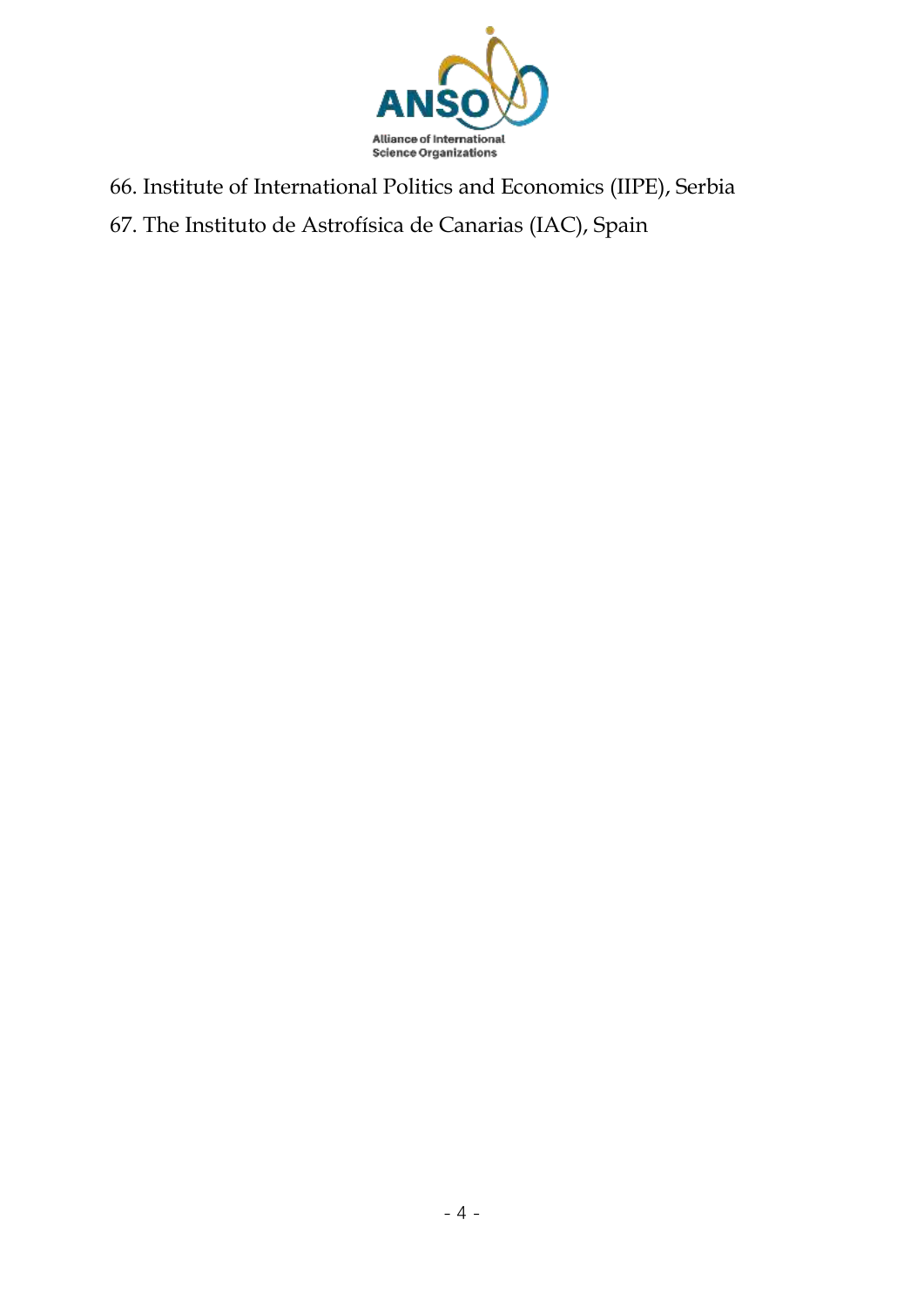66. Institute of International Politics and Economics (IIPE), Serbia
67. The Instituto de Astrofísica de Canarias (IAC), Spain